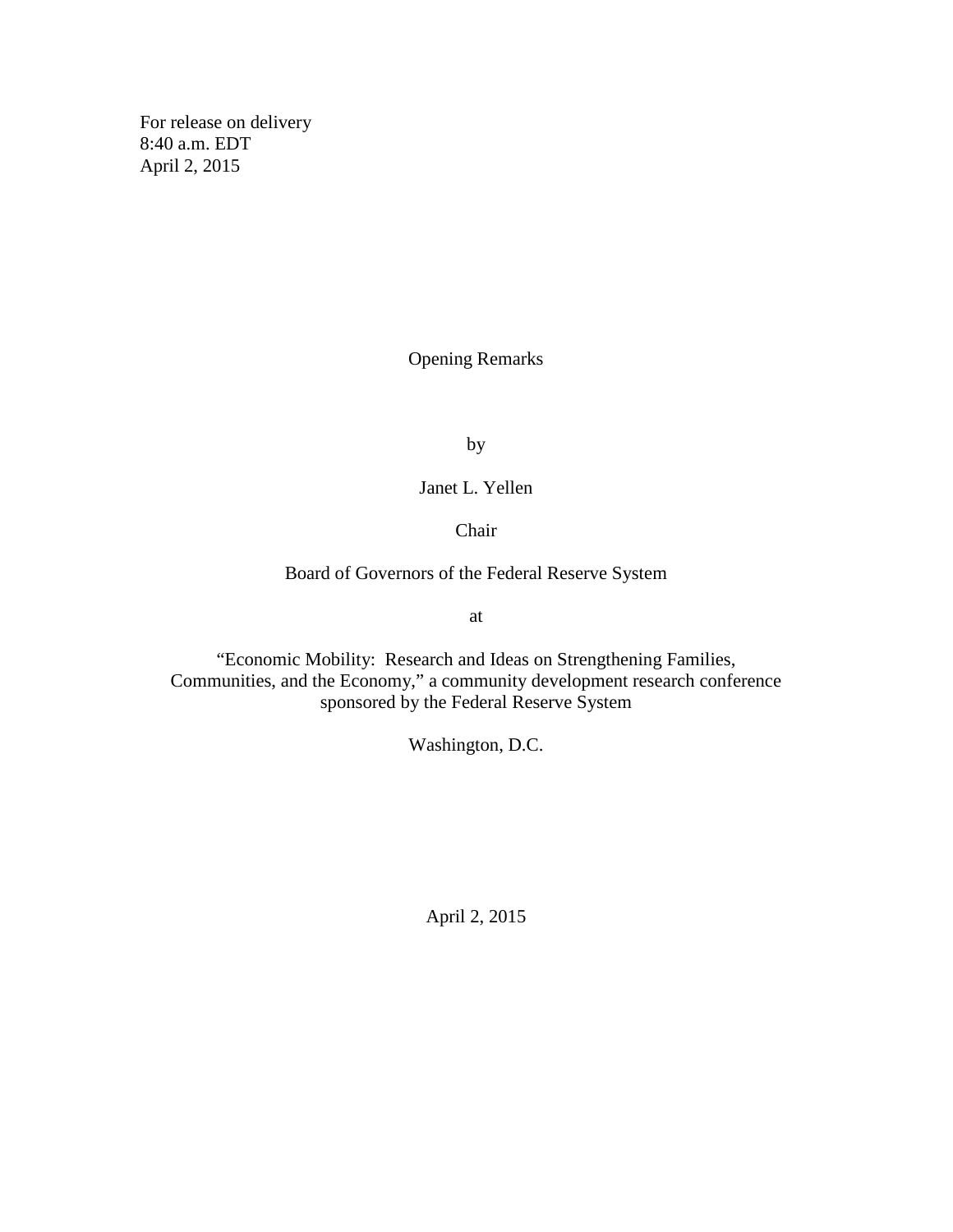For release on delivery
8:40 a.m. EDT
April 2, 2015

# Opening Remarks

by

Janet L. Yellen

Chair

Board of Governors of the Federal Reserve System

at

"Economic Mobility: Research and Ideas on Strengthening Families, Communities, and the Economy," a community development research conference sponsored by the Federal Reserve System

Washington, D.C.

April 2, 2015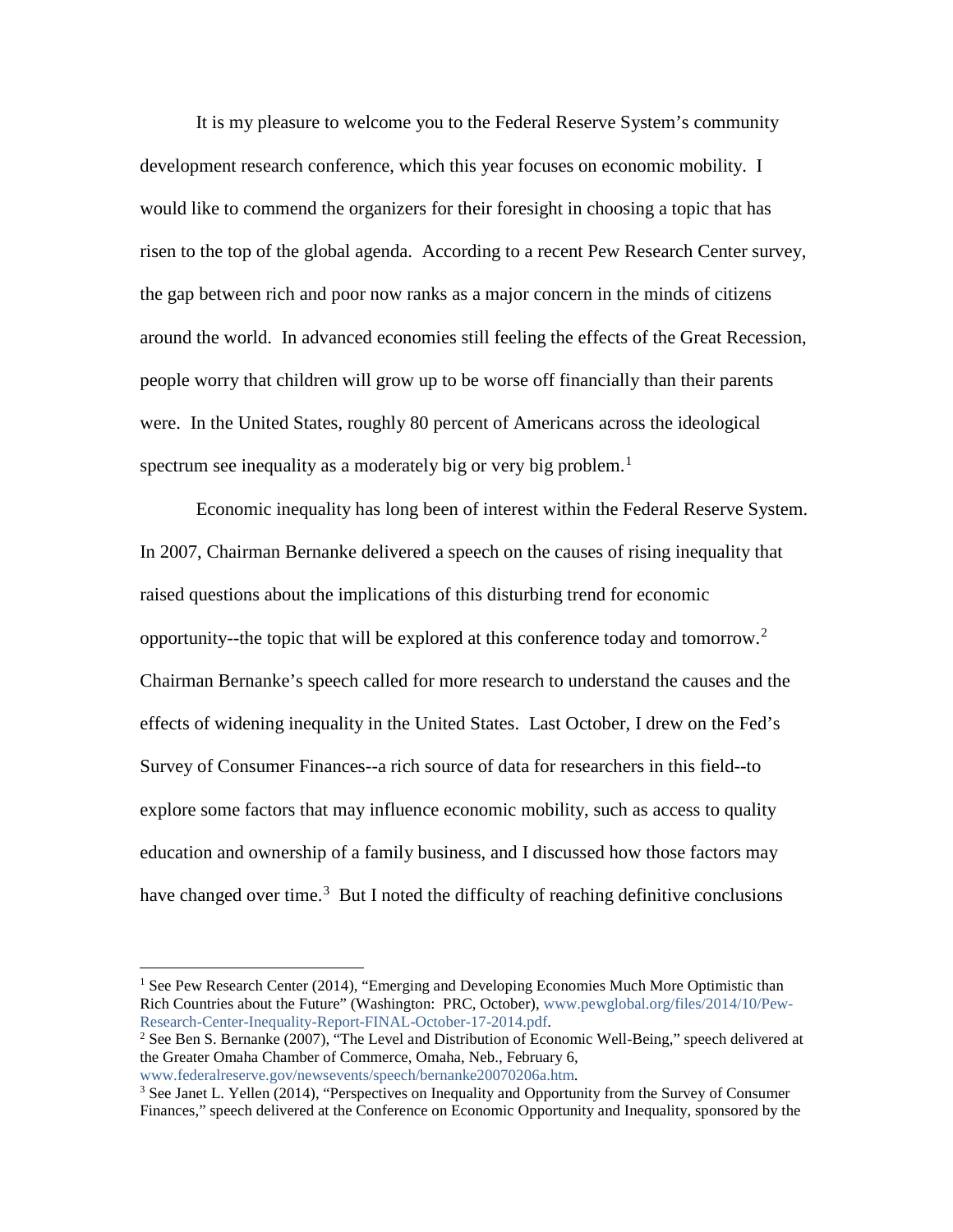It is my pleasure to welcome you to the Federal Reserve System's community development research conference, which this year focuses on economic mobility. I would like to commend the organizers for their foresight in choosing a topic that has risen to the top of the global agenda. According to a recent Pew Research Center survey, the gap between rich and poor now ranks as a major concern in the minds of citizens around the world. In advanced economies still feeling the effects of the Great Recession, people worry that children will grow up to be worse off financially than their parents were. In the United States, roughly 80 percent of Americans across the ideological spectrum see inequality as a moderately big or very big problem.[1]

Economic inequality has long been of interest within the Federal Reserve System. In 2007, Chairman Bernanke delivered a speech on the causes of rising inequality that raised questions about the implications of this disturbing trend for economic opportunity--the topic that will be explored at this conference today and tomorrow.[2] Chairman Bernanke's speech called for more research to understand the causes and the effects of widening inequality in the United States. Last October, I drew on the Fed's Survey of Consumer Finances--a rich source of data for researchers in this field--to explore some factors that may influence economic mobility, such as access to quality education and ownership of a family business, and I discussed how those factors may have changed over time.[3] But I noted the difficulty of reaching definitive conclusions

---

[1] See Pew Research Center (2014), "Emerging and Developing Economies Much More Optimistic than Rich Countries about the Future" (Washington: PRC, October), www.pewglobal.org/files/2014/10/Pew-Research-Center-Inequality-Report-FINAL-October-17-2014.pdf.

[2] See Ben S. Bernanke (2007), "The Level and Distribution of Economic Well-Being," speech delivered at the Greater Omaha Chamber of Commerce, Omaha, Neb., February 6, www.federalreserve.gov/newsevents/speech/bernanke20070206a.htm.

[3] See Janet L. Yellen (2014), "Perspectives on Inequality and Opportunity from the Survey of Consumer Finances," speech delivered at the Conference on Economic Opportunity and Inequality, sponsored by the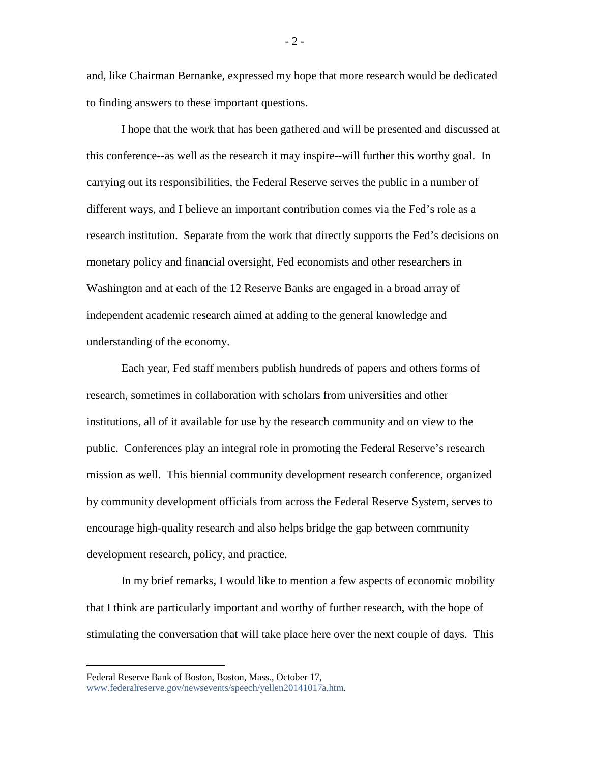and, like Chairman Bernanke, expressed my hope that more research would be dedicated to finding answers to these important questions.

I hope that the work that has been gathered and will be presented and discussed at this conference--as well as the research it may inspire--will further this worthy goal. In carrying out its responsibilities, the Federal Reserve serves the public in a number of different ways, and I believe an important contribution comes via the Fed's role as a research institution. Separate from the work that directly supports the Fed's decisions on monetary policy and financial oversight, Fed economists and other researchers in Washington and at each of the 12 Reserve Banks are engaged in a broad array of independent academic research aimed at adding to the general knowledge and understanding of the economy.

Each year, Fed staff members publish hundreds of papers and others forms of research, sometimes in collaboration with scholars from universities and other institutions, all of it available for use by the research community and on view to the public. Conferences play an integral role in promoting the Federal Reserve's research mission as well. This biennial community development research conference, organized by community development officials from across the Federal Reserve System, serves to encourage high-quality research and also helps bridge the gap between community development research, policy, and practice.

In my brief remarks, I would like to mention a few aspects of economic mobility that I think are particularly important and worthy of further research, with the hope of stimulating the conversation that will take place here over the next couple of days. This

---

Federal Reserve Bank of Boston, Boston, Mass., October 17, www.federalreserve.gov/newsevents/speech/yellen20141017a.htm.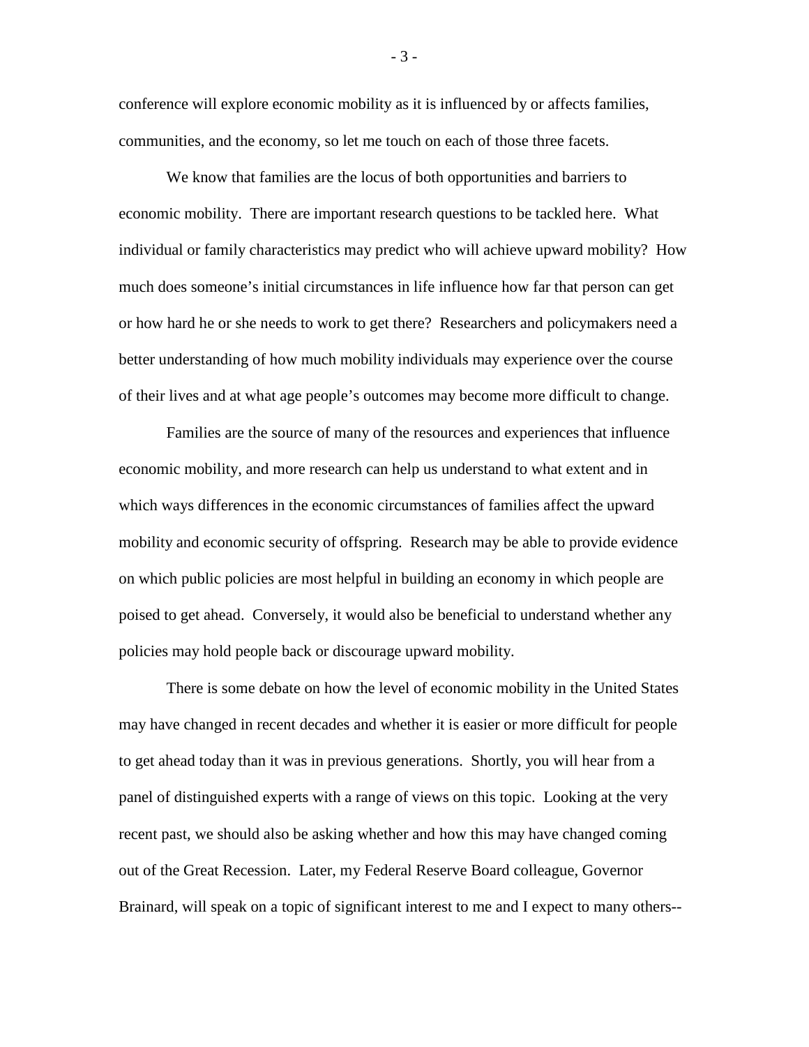conference will explore economic mobility as it is influenced by or affects families, communities, and the economy, so let me touch on each of those three facets.

We know that families are the locus of both opportunities and barriers to economic mobility. There are important research questions to be tackled here. What individual or family characteristics may predict who will achieve upward mobility? How much does someone's initial circumstances in life influence how far that person can get or how hard he or she needs to work to get there? Researchers and policymakers need a better understanding of how much mobility individuals may experience over the course of their lives and at what age people's outcomes may become more difficult to change.

Families are the source of many of the resources and experiences that influence economic mobility, and more research can help us understand to what extent and in which ways differences in the economic circumstances of families affect the upward mobility and economic security of offspring. Research may be able to provide evidence on which public policies are most helpful in building an economy in which people are poised to get ahead. Conversely, it would also be beneficial to understand whether any policies may hold people back or discourage upward mobility.

There is some debate on how the level of economic mobility in the United States may have changed in recent decades and whether it is easier or more difficult for people to get ahead today than it was in previous generations. Shortly, you will hear from a panel of distinguished experts with a range of views on this topic. Looking at the very recent past, we should also be asking whether and how this may have changed coming out of the Great Recession. Later, my Federal Reserve Board colleague, Governor Brainard, will speak on a topic of significant interest to me and I expect to many others--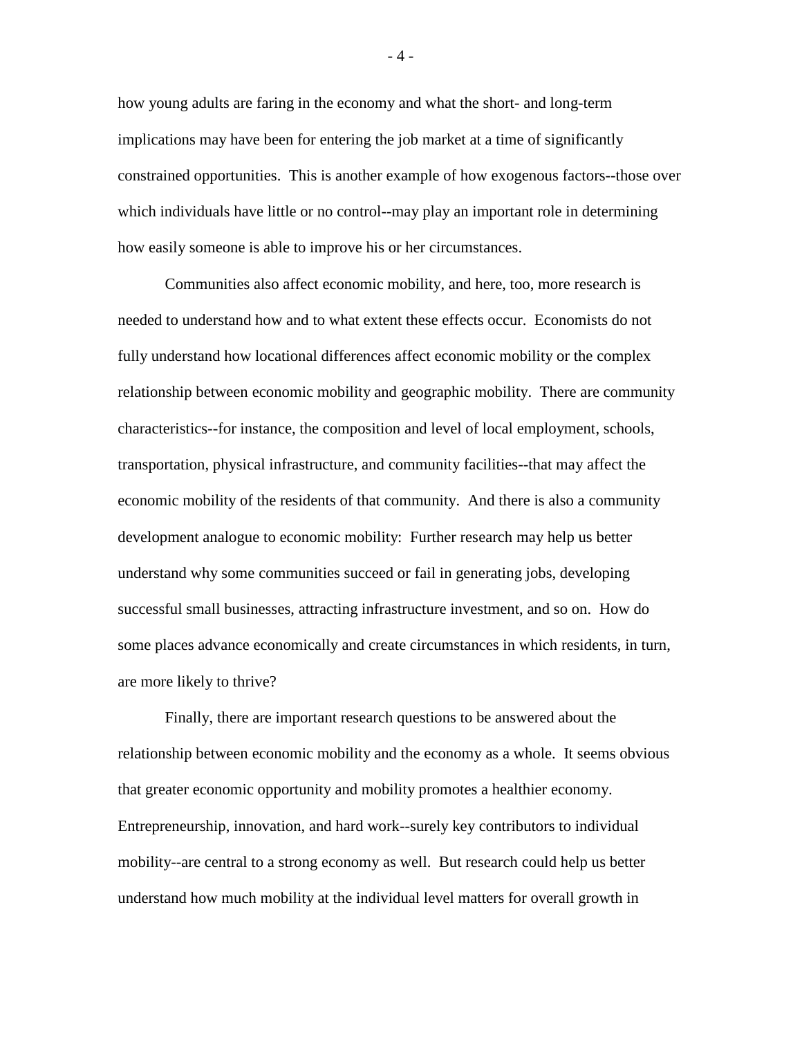how young adults are faring in the economy and what the short- and long-term implications may have been for entering the job market at a time of significantly constrained opportunities. This is another example of how exogenous factors--those over which individuals have little or no control--may play an important role in determining how easily someone is able to improve his or her circumstances.

Communities also affect economic mobility, and here, too, more research is needed to understand how and to what extent these effects occur. Economists do not fully understand how locational differences affect economic mobility or the complex relationship between economic mobility and geographic mobility. There are community characteristics--for instance, the composition and level of local employment, schools, transportation, physical infrastructure, and community facilities--that may affect the economic mobility of the residents of that community. And there is also a community development analogue to economic mobility: Further research may help us better understand why some communities succeed or fail in generating jobs, developing successful small businesses, attracting infrastructure investment, and so on. How do some places advance economically and create circumstances in which residents, in turn, are more likely to thrive?

Finally, there are important research questions to be answered about the relationship between economic mobility and the economy as a whole. It seems obvious that greater economic opportunity and mobility promotes a healthier economy. Entrepreneurship, innovation, and hard work--surely key contributors to individual mobility--are central to a strong economy as well. But research could help us better understand how much mobility at the individual level matters for overall growth in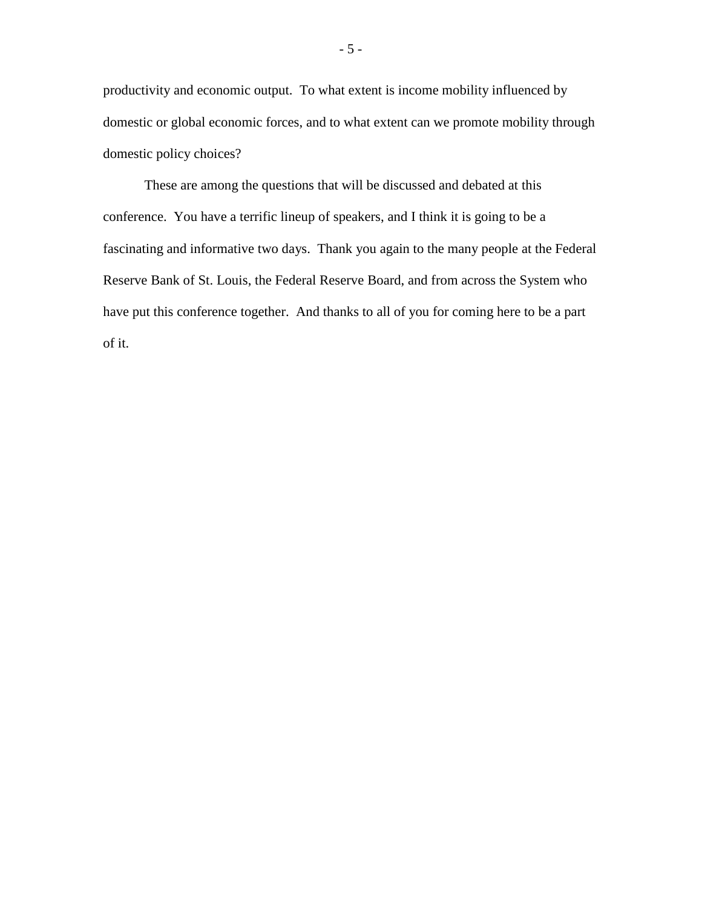productivity and economic output. To what extent is income mobility influenced by domestic or global economic forces, and to what extent can we promote mobility through domestic policy choices?

These are among the questions that will be discussed and debated at this conference. You have a terrific lineup of speakers, and I think it is going to be a fascinating and informative two days. Thank you again to the many people at the Federal Reserve Bank of St. Louis, the Federal Reserve Board, and from across the System who have put this conference together. And thanks to all of you for coming here to be a part of it.